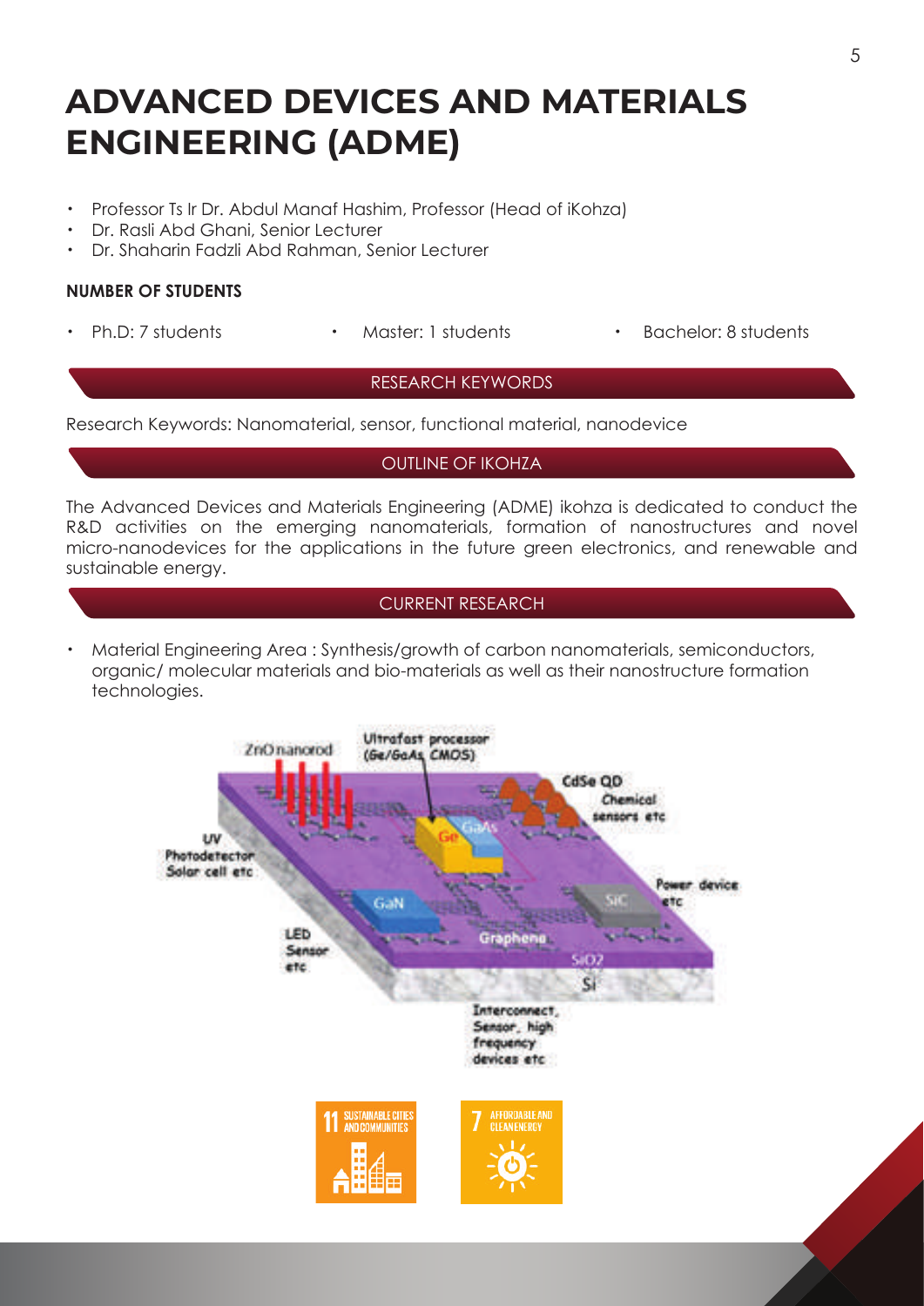# ADVANCED DEVICES AND MATERIALS ENGINEERING (ADME)

- Professor Ts Ir Dr. Abdul Manaf Hashim, Professor (Head of iKohza)
- Dr. Rasli Abd Ghani, Senior Lecturer
- Dr. Shaharin Fadzli Abd Rahman, Senior Lecturer

**NUMBER OF STUDENTS**

- Ph.D: 7 students
- Master: 1 students
- Bachelor: 8 students

## RESEARCH KEYWORDS

Research Keywords: Nanomaterial, sensor, functional material, nanodevice

## OUTLINE OF IKOHZA

The Advanced Devices and Materials Engineering (ADME) ikohza is dedicated to conduct the R&D activities on the emerging nanomaterials, formation of nanostructures and novel micro-nanodevices for the applications in the future green electronics, and renewable and sustainable energy.

## CURRENT RESEARCH

- Material Engineering Area : Synthesis/growth of carbon nanomaterials, semiconductors, organic/ molecular materials and bio-materials as well as their nanostructure formation technologies.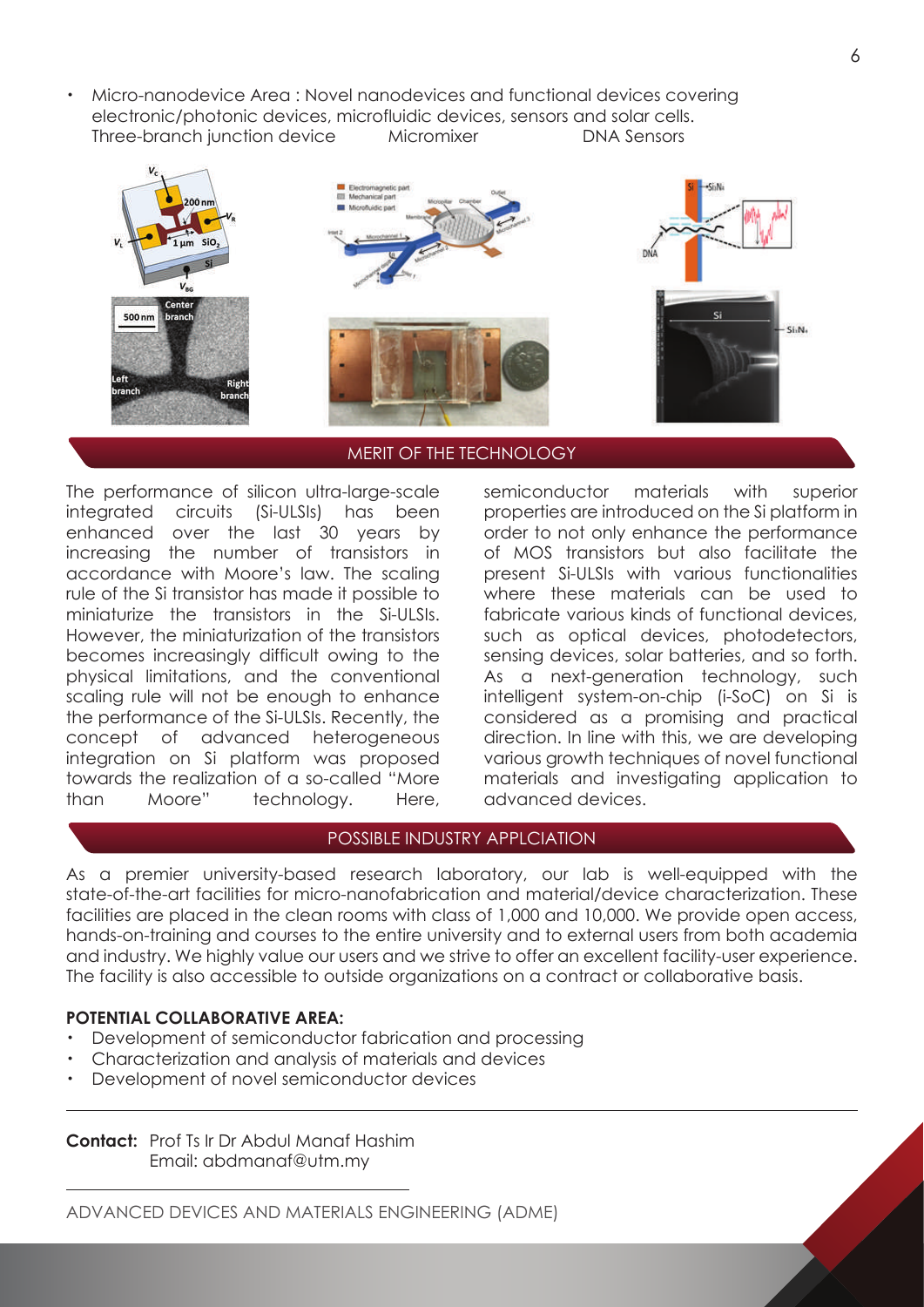- Micro-nanodevice Area : Novel nanodevices and functional devices covering electronic/photonic devices, microfluidic devices, sensors and solar cells.

Three-branch junction device    Micromixer    DNA Sensors

## MERIT OF THE TECHNOLOGY

The performance of silicon ultra-large-scale integrated circuits (Si-ULSIs) has been enhanced over the last 30 years by increasing the number of transistors in accordance with Moore's law. The scaling rule of the Si transistor has made it possible to miniaturize the transistors in the Si-ULSIs. However, the miniaturization of the transistors becomes increasingly difficult owing to the physical limitations, and the conventional scaling rule will not be enough to enhance the performance of the Si-ULSIs. Recently, the concept of advanced heterogeneous integration on Si platform was proposed towards the realization of a so-called "More than Moore" technology. Here, semiconductor materials with superior properties are introduced on the Si platform in order to not only enhance the performance of MOS transistors but also facilitate the present Si-ULSIs with various functionalities where these materials can be used to fabricate various kinds of functional devices, such as optical devices, photodetectors, sensing devices, solar batteries, and so forth. As a next-generation technology, such intelligent system-on-chip (i-SoC) on Si is considered as a promising and practical direction. In line with this, we are developing various growth techniques of novel functional materials and investigating application to advanced devices.

## POSSIBLE INDUSTRY APPLCIATION

As a premier university-based research laboratory, our lab is well-equipped with the state-of-the-art facilities for micro-nanofabrication and material/device characterization. These facilities are placed in the clean rooms with class of 1,000 and 10,000. We provide open access, hands-on-training and courses to the entire university and to external users from both academia and industry. We highly value our users and we strive to offer an excellent facility-user experience. The facility is also accessible to outside organizations on a contract or collaborative basis.

**POTENTIAL COLLABORATIVE AREA:**

- Development of semiconductor fabrication and processing
- Characterization and analysis of materials and devices
- Development of novel semiconductor devices

**Contact:** Prof Ts Ir Dr Abdul Manaf Hashim
Email: abdmanaf@utm.my